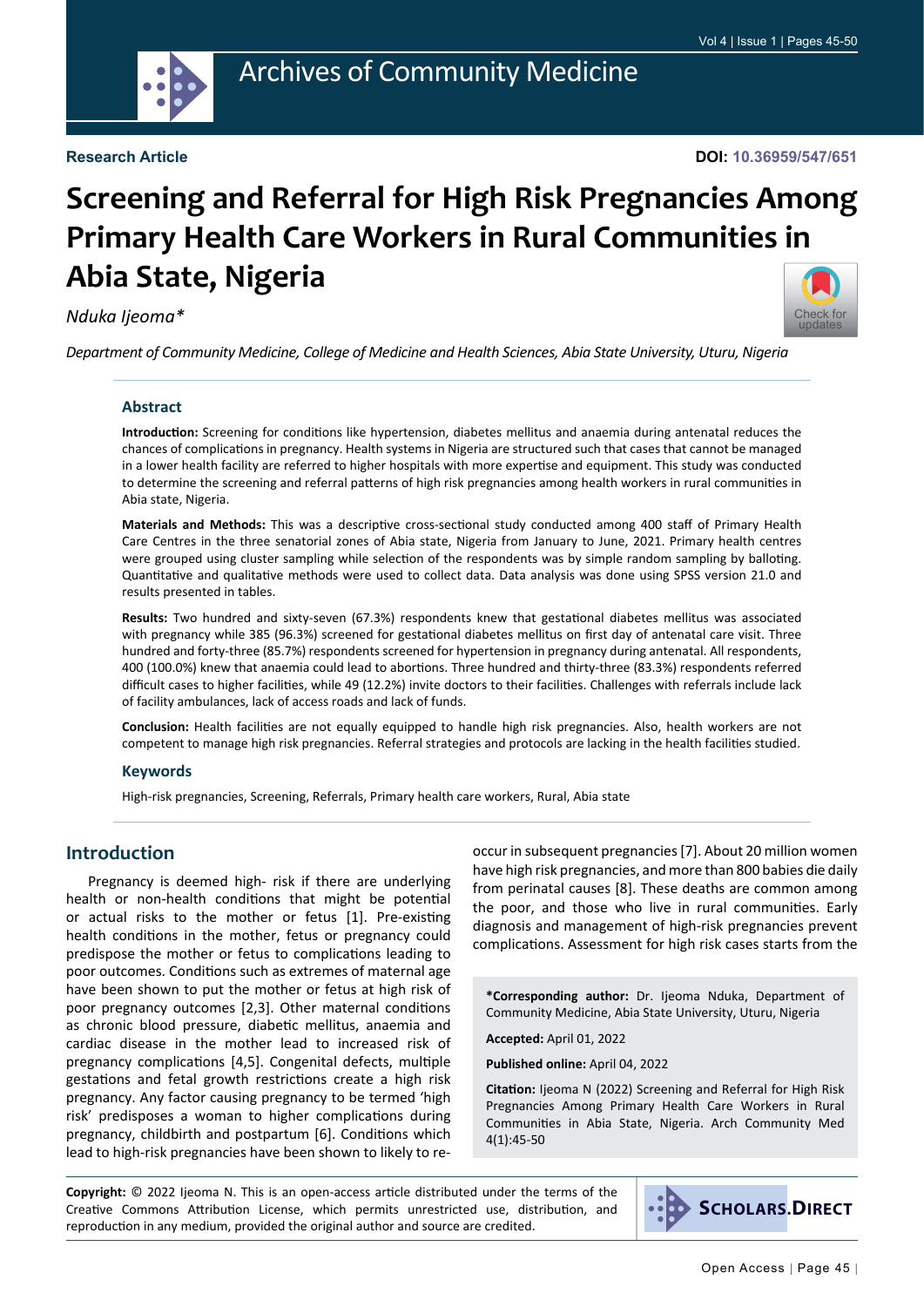Research Article

DOI: 10.36959/547/651

# Screening and Referral for High Risk Pregnancies Among Primary Health Care Workers in Rural Communities in Abia State, Nigeria

*Nduka Ijeoma**

*Department of Community Medicine, College of Medicine and Health Sciences, Abia State University, Uturu, Nigeria*

## Abstract

**Introduction:** Screening for conditions like hypertension, diabetes mellitus and anaemia during antenatal reduces the chances of complications in pregnancy. Health systems in Nigeria are structured such that cases that cannot be managed in a lower health facility are referred to higher hospitals with more expertise and equipment. This study was conducted to determine the screening and referral patterns of high risk pregnancies among health workers in rural communities in Abia state, Nigeria.

**Materials and Methods:** This was a descriptive cross-sectional study conducted among 400 staff of Primary Health Care Centres in the three senatorial zones of Abia state, Nigeria from January to June, 2021. Primary health centres were grouped using cluster sampling while selection of the respondents was by simple random sampling by balloting. Quantitative and qualitative methods were used to collect data. Data analysis was done using SPSS version 21.0 and results presented in tables.

**Results:** Two hundred and sixty-seven (67.3%) respondents knew that gestational diabetes mellitus was associated with pregnancy while 385 (96.3%) screened for gestational diabetes mellitus on first day of antenatal care visit. Three hundred and forty-three (85.7%) respondents screened for hypertension in pregnancy during antenatal. All respondents, 400 (100.0%) knew that anaemia could lead to abortions. Three hundred and thirty-three (83.3%) respondents referred difficult cases to higher facilities, while 49 (12.2%) invite doctors to their facilities. Challenges with referrals include lack of facility ambulances, lack of access roads and lack of funds.

**Conclusion:** Health facilities are not equally equipped to handle high risk pregnancies. Also, health workers are not competent to manage high risk pregnancies. Referral strategies and protocols are lacking in the health facilities studied.

### Keywords

High-risk pregnancies, Screening, Referrals, Primary health care workers, Rural, Abia state

## Introduction

Pregnancy is deemed high- risk if there are underlying health or non-health conditions that might be potential or actual risks to the mother or fetus [1]. Pre-existing health conditions in the mother, fetus or pregnancy could predispose the mother or fetus to complications leading to poor outcomes. Conditions such as extremes of maternal age have been shown to put the mother or fetus at high risk of poor pregnancy outcomes [2,3]. Other maternal conditions as chronic blood pressure, diabetic mellitus, anaemia and cardiac disease in the mother lead to increased risk of pregnancy complications [4,5]. Congenital defects, multiple gestations and fetal growth restrictions create a high risk pregnancy. Any factor causing pregnancy to be termed 'high risk' predisposes a woman to higher complications during pregnancy, childbirth and postpartum [6]. Conditions which lead to high-risk pregnancies have been shown to likely to re-occur in subsequent pregnancies [7]. About 20 million women have high risk pregnancies, and more than 800 babies die daily from perinatal causes [8]. These deaths are common among the poor, and those who live in rural communities. Early diagnosis and management of high-risk pregnancies prevent complications. Assessment for high risk cases starts from the

**\*Corresponding author:** Dr. Ijeoma Nduka, Department of Community Medicine, Abia State University, Uturu, Nigeria

**Accepted:** April 01, 2022

**Published online:** April 04, 2022

**Citation:** Ijeoma N (2022) Screening and Referral for High Risk Pregnancies Among Primary Health Care Workers in Rural Communities in Abia State, Nigeria. Arch Community Med 4(1):45-50

**Copyright:** © 2022 Ijeoma N. This is an open-access article distributed under the terms of the Creative Commons Attribution License, which permits unrestricted use, distribution, and reproduction in any medium, provided the original author and source are credited.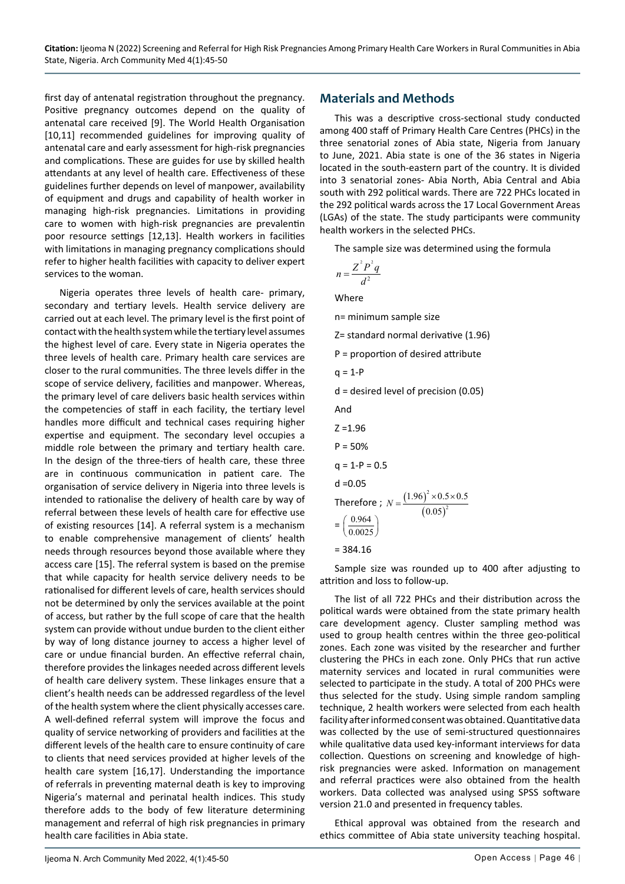first day of antenatal registration throughout the pregnancy. Positive pregnancy outcomes depend on the quality of antenatal care received [9]. The World Health Organisation [10,11] recommended guidelines for improving quality of antenatal care and early assessment for high-risk pregnancies and complications. These are guides for use by skilled health attendants at any level of health care. Effectiveness of these guidelines further depends on level of manpower, availability of equipment and drugs and capability of health worker in managing high-risk pregnancies. Limitations in providing care to women with high-risk pregnancies are prevalentin poor resource settings [12,13]. Health workers in facilities with limitations in managing pregnancy complications should refer to higher health facilities with capacity to deliver expert services to the woman.

Nigeria operates three levels of health care- primary, secondary and tertiary levels. Health service delivery are carried out at each level. The primary level is the first point of contact with the health system while the tertiary level assumes the highest level of care. Every state in Nigeria operates the three levels of health care. Primary health care services are closer to the rural communities. The three levels differ in the scope of service delivery, facilities and manpower. Whereas, the primary level of care delivers basic health services within the competencies of staff in each facility, the tertiary level handles more difficult and technical cases requiring higher expertise and equipment. The secondary level occupies a middle role between the primary and tertiary health care. In the design of the three-tiers of health care, these three are in continuous communication in patient care. The organisation of service delivery in Nigeria into three levels is intended to rationalise the delivery of health care by way of referral between these levels of health care for effective use of existing resources [14]. A referral system is a mechanism to enable comprehensive management of clients' health needs through resources beyond those available where they access care [15]. The referral system is based on the premise that while capacity for health service delivery needs to be rationalised for different levels of care, health services should not be determined by only the services available at the point of access, but rather by the full scope of care that the health system can provide without undue burden to the client either by way of long distance journey to access a higher level of care or undue financial burden. An effective referral chain, therefore provides the linkages needed across different levels of health care delivery system. These linkages ensure that a client's health needs can be addressed regardless of the level of the health system where the client physically accesses care. A well-defined referral system will improve the focus and quality of service networking of providers and facilities at the different levels of the health care to ensure continuity of care to clients that need services provided at higher levels of the health care system [16,17]. Understanding the importance of referrals in preventing maternal death is key to improving Nigeria's maternal and perinatal health indices. This study therefore adds to the body of few literature determining management and referral of high risk pregnancies in primary health care facilities in Abia state.

## Materials and Methods

This was a descriptive cross-sectional study conducted among 400 staff of Primary Health Care Centres (PHCs) in the three senatorial zones of Abia state, Nigeria from January to June, 2021. Abia state is one of the 36 states in Nigeria located in the south-eastern part of the country. It is divided into 3 senatorial zones- Abia North, Abia Central and Abia south with 292 political wards. There are 722 PHCs located in the 292 political wards across the 17 Local Government Areas (LGAs) of the state. The study participants were community health workers in the selected PHCs.

The sample size was determined using the formula

$$n = \frac{Z^2 P^2 q}{d^2}$$

Where

n= minimum sample size

Z= standard normal derivative (1.96)

P = proportion of desired attribute

q = 1-P

d = desired level of precision (0.05)

And

Z =1.96

P = 50%

q = 1-P = 0.5

d =0.05

Therefore ; $N = \frac{(1.96)^2 \times 0.5 \times 0.5}{(0.05)^2}$

$= \left(\frac{0.964}{0.0025}\right)$

= 384.16

Sample size was rounded up to 400 after adjusting to attrition and loss to follow-up.

The list of all 722 PHCs and their distribution across the political wards were obtained from the state primary health care development agency. Cluster sampling method was used to group health centres within the three geo-political zones. Each zone was visited by the researcher and further clustering the PHCs in each zone. Only PHCs that run active maternity services and located in rural communities were selected to participate in the study. A total of 200 PHCs were thus selected for the study. Using simple random sampling technique, 2 health workers were selected from each health facility after informed consent was obtained. Quantitative data was collected by the use of semi-structured questionnaires while qualitative data used key-informant interviews for data collection. Questions on screening and knowledge of high-risk pregnancies were asked. Information on management and referral practices were also obtained from the health workers. Data collected was analysed using SPSS software version 21.0 and presented in frequency tables.

Ethical approval was obtained from the research and ethics committee of Abia state university teaching hospital.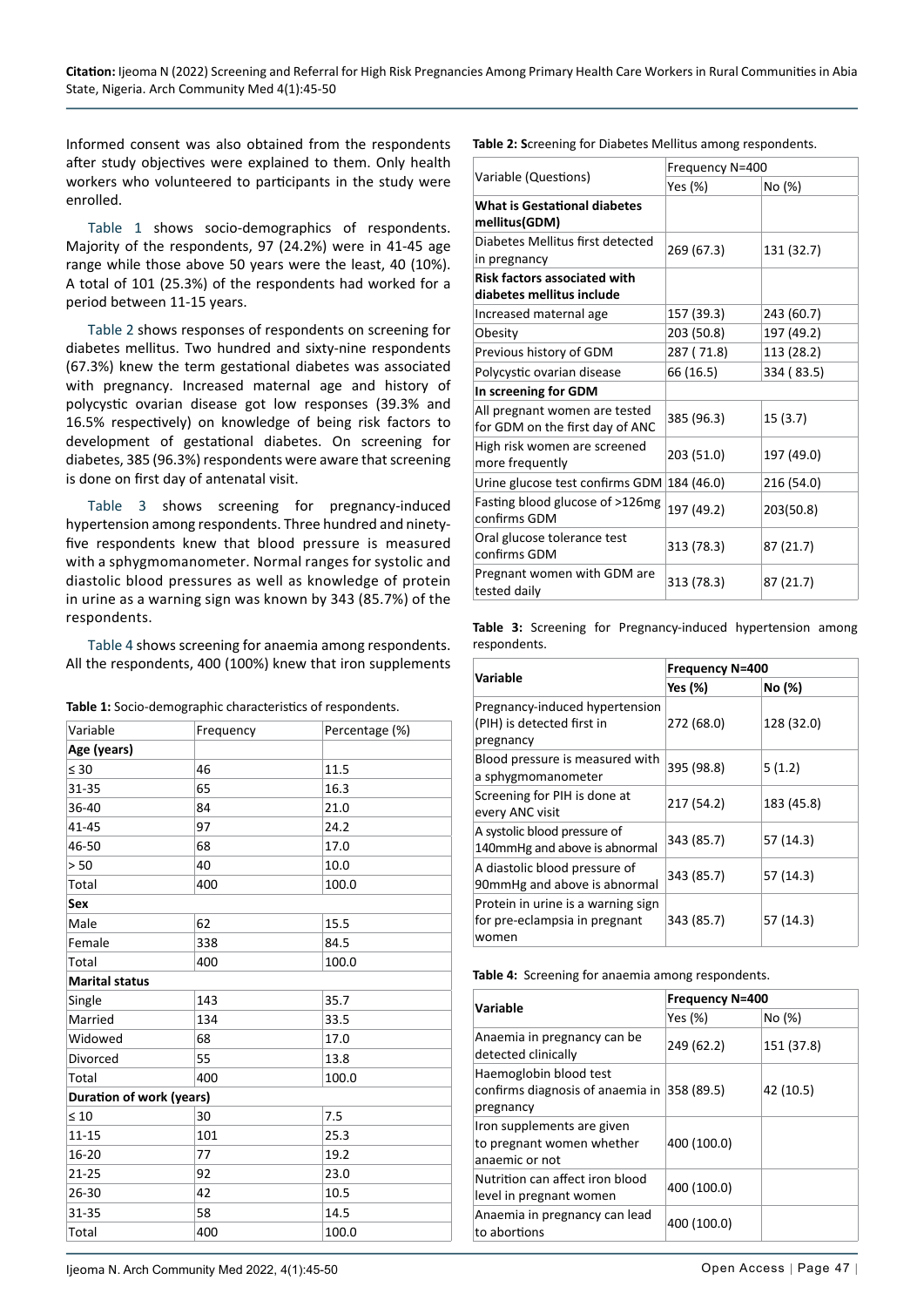Informed consent was also obtained from the respondents after study objectives were explained to them. Only health workers who volunteered to participants in the study were enrolled.

Table 1 shows socio-demographics of respondents. Majority of the respondents, 97 (24.2%) were in 41-45 age range while those above 50 years were the least, 40 (10%). A total of 101 (25.3%) of the respondents had worked for a period between 11-15 years.

Table 2 shows responses of respondents on screening for diabetes mellitus. Two hundred and sixty-nine respondents (67.3%) knew the term gestational diabetes was associated with pregnancy. Increased maternal age and history of polycystic ovarian disease got low responses (39.3% and 16.5% respectively) on knowledge of being risk factors to development of gestational diabetes. On screening for diabetes, 385 (96.3%) respondents were aware that screening is done on first day of antenatal visit.

Table 3 shows screening for pregnancy-induced hypertension among respondents. Three hundred and ninety-five respondents knew that blood pressure is measured with a sphygmomanometer. Normal ranges for systolic and diastolic blood pressures as well as knowledge of protein in urine as a warning sign was known by 343 (85.7%) of the respondents.

Table 4 shows screening for anaemia among respondents. All the respondents, 400 (100%) knew that iron supplements

**Table 1:** Socio-demographic characteristics of respondents.

| Variable | Frequency | Percentage (%) |
|---|---|---|
| **Age (years)** | | |
| ≤ 30 | 46 | 11.5 |
| 31-35 | 65 | 16.3 |
| 36-40 | 84 | 21.0 |
| 41-45 | 97 | 24.2 |
| 46-50 | 68 | 17.0 |
| > 50 | 40 | 10.0 |
| Total | 400 | 100.0 |
| **Sex** | | |
| Male | 62 | 15.5 |
| Female | 338 | 84.5 |
| Total | 400 | 100.0 |
| **Marital status** | | |
| Single | 143 | 35.7 |
| Married | 134 | 33.5 |
| Widowed | 68 | 17.0 |
| Divorced | 55 | 13.8 |
| Total | 400 | 100.0 |
| **Duration of work (years)** | | |
| ≤ 10 | 30 | 7.5 |
| 11-15 | 101 | 25.3 |
| 16-20 | 77 | 19.2 |
| 21-25 | 92 | 23.0 |
| 26-30 | 42 | 10.5 |
| 31-35 | 58 | 14.5 |
| Total | 400 | 100.0 |

**Table 2: S**creening for Diabetes Mellitus among respondents.

| Variable (Questions) | Frequency N=400 | |
|---|---|---|
| | Yes (%) | No (%) |
| **What is Gestational diabetes mellitus(GDM)** | | |
| Diabetes Mellitus first detected in pregnancy | 269 (67.3) | 131 (32.7) |
| **Risk factors associated with diabetes mellitus include** | | |
| Increased maternal age | 157 (39.3) | 243 (60.7) |
| Obesity | 203 (50.8) | 197 (49.2) |
| Previous history of GDM | 287 ( 71.8) | 113 (28.2) |
| Polycystic ovarian disease | 66 (16.5) | 334 ( 83.5) |
| **In screening for GDM** | | |
| All pregnant women are tested for GDM on the first day of ANC | 385 (96.3) | 15 (3.7) |
| High risk women are screened more frequently | 203 (51.0) | 197 (49.0) |
| Urine glucose test confirms GDM | 184 (46.0) | 216 (54.0) |
| Fasting blood glucose of >126mg confirms GDM | 197 (49.2) | 203(50.8) |
| Oral glucose tolerance test confirms GDM | 313 (78.3) | 87 (21.7) |
| Pregnant women with GDM are tested daily | 313 (78.3) | 87 (21.7) |

**Table 3:** Screening for Pregnancy-induced hypertension among respondents.

| Variable | Frequency N=400 | |
|---|---|---|
| | **Yes (%)** | **No (%)** |
| Pregnancy-induced hypertension (PIH) is detected first in pregnancy | 272 (68.0) | 128 (32.0) |
| Blood pressure is measured with a sphygmomanometer | 395 (98.8) | 5 (1.2) |
| Screening for PIH is done at every ANC visit | 217 (54.2) | 183 (45.8) |
| A systolic blood pressure of 140mmHg and above is abnormal | 343 (85.7) | 57 (14.3) |
| A diastolic blood pressure of 90mmHg and above is abnormal | 343 (85.7) | 57 (14.3) |
| Protein in urine is a warning sign for pre-eclampsia in pregnant women | 343 (85.7) | 57 (14.3) |

**Table 4:** Screening for anaemia among respondents.

| Variable | Frequency N=400 | |
|---|---|---|
| | Yes (%) | No (%) |
| Anaemia in pregnancy can be detected clinically | 249 (62.2) | 151 (37.8) |
| Haemoglobin blood test confirms diagnosis of anaemia in pregnancy | 358 (89.5) | 42 (10.5) |
| Iron supplements are given to pregnant women whether anaemic or not | 400 (100.0) | |
| Nutrition can affect iron blood level in pregnant women | 400 (100.0) | |
| Anaemia in pregnancy can lead to abortions | 400 (100.0) | |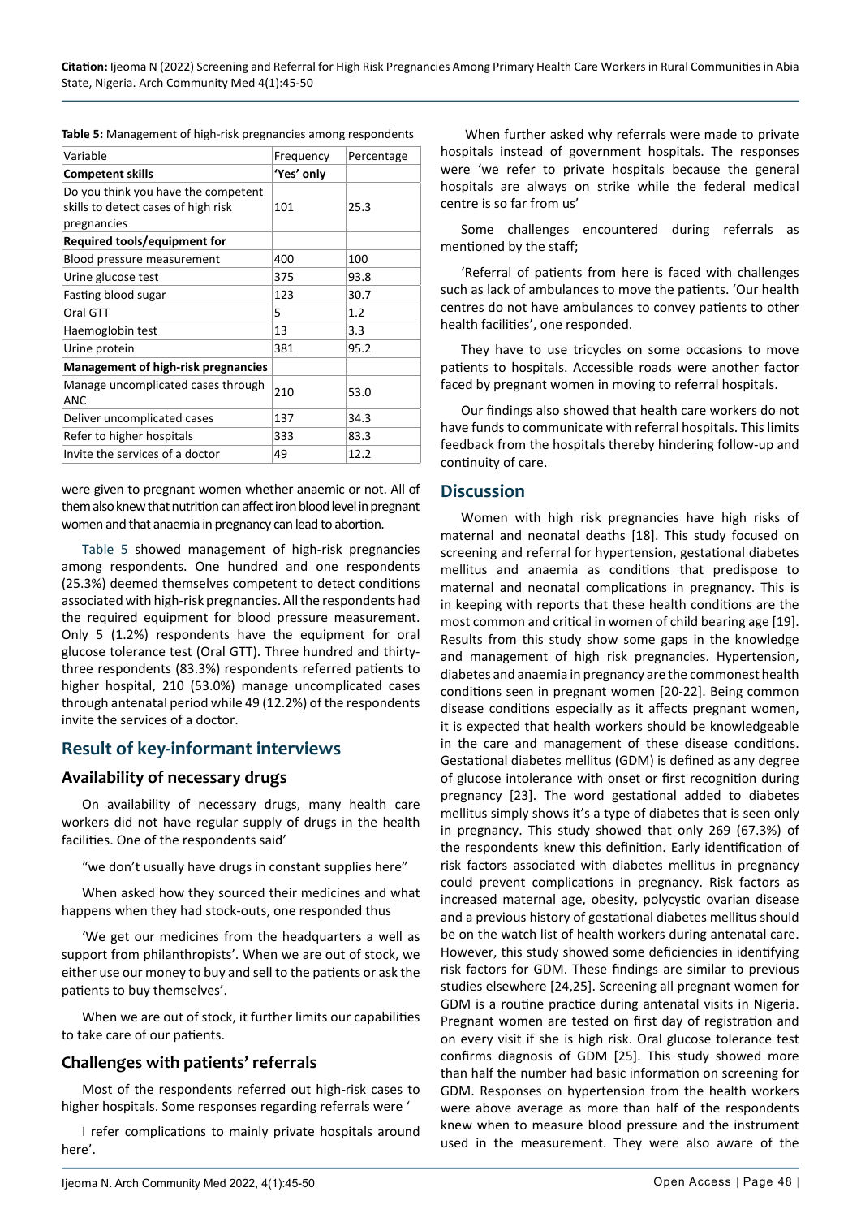**Table 5:** Management of high-risk pregnancies among respondents

| Variable | Frequency | Percentage |
|---|---|---|
| **Competent skills** | **'Yes' only** | |
| Do you think you have the competent skills to detect cases of high risk pregnancies | 101 | 25.3 |
| **Required tools/equipment for** | | |
| Blood pressure measurement | 400 | 100 |
| Urine glucose test | 375 | 93.8 |
| Fasting blood sugar | 123 | 30.7 |
| Oral GTT | 5 | 1.2 |
| Haemoglobin test | 13 | 3.3 |
| Urine protein | 381 | 95.2 |
| **Management of high-risk pregnancies** | | |
| Manage uncomplicated cases through ANC | 210 | 53.0 |
| Deliver uncomplicated cases | 137 | 34.3 |
| Refer to higher hospitals | 333 | 83.3 |
| Invite the services of a doctor | 49 | 12.2 |

were given to pregnant women whether anaemic or not. All of them also knew that nutrition can affect iron blood level in pregnant women and that anaemia in pregnancy can lead to abortion.

Table 5 showed management of high-risk pregnancies among respondents. One hundred and one respondents (25.3%) deemed themselves competent to detect conditions associated with high-risk pregnancies. All the respondents had the required equipment for blood pressure measurement. Only 5 (1.2%) respondents have the equipment for oral glucose tolerance test (Oral GTT). Three hundred and thirty-three respondents (83.3%) respondents referred patients to higher hospital, 210 (53.0%) manage uncomplicated cases through antenatal period while 49 (12.2%) of the respondents invite the services of a doctor.

## Result of key-informant interviews

### Availability of necessary drugs

On availability of necessary drugs, many health care workers did not have regular supply of drugs in the health facilities. One of the respondents said'

"we don't usually have drugs in constant supplies here"

When asked how they sourced their medicines and what happens when they had stock-outs, one responded thus

'We get our medicines from the headquarters a well as support from philanthropists'. When we are out of stock, we either use our money to buy and sell to the patients or ask the patients to buy themselves'.

When we are out of stock, it further limits our capabilities to take care of our patients.

### Challenges with patients' referrals

Most of the respondents referred out high-risk cases to higher hospitals. Some responses regarding referrals were '

I refer complications to mainly private hospitals around here'.

When further asked why referrals were made to private hospitals instead of government hospitals. The responses were 'we refer to private hospitals because the general hospitals are always on strike while the federal medical centre is so far from us'

Some challenges encountered during referrals as mentioned by the staff;

'Referral of patients from here is faced with challenges such as lack of ambulances to move the patients. 'Our health centres do not have ambulances to convey patients to other health facilities', one responded.

They have to use tricycles on some occasions to move patients to hospitals. Accessible roads were another factor faced by pregnant women in moving to referral hospitals.

Our findings also showed that health care workers do not have funds to communicate with referral hospitals. This limits feedback from the hospitals thereby hindering follow-up and continuity of care.

## Discussion

Women with high risk pregnancies have high risks of maternal and neonatal deaths [18]. This study focused on screening and referral for hypertension, gestational diabetes mellitus and anaemia as conditions that predispose to maternal and neonatal complications in pregnancy. This is in keeping with reports that these health conditions are the most common and critical in women of child bearing age [19]. Results from this study show some gaps in the knowledge and management of high risk pregnancies. Hypertension, diabetes and anaemia in pregnancy are the commonest health conditions seen in pregnant women [20-22]. Being common disease conditions especially as it affects pregnant women, it is expected that health workers should be knowledgeable in the care and management of these disease conditions. Gestational diabetes mellitus (GDM) is defined as any degree of glucose intolerance with onset or first recognition during pregnancy [23]. The word gestational added to diabetes mellitus simply shows it's a type of diabetes that is seen only in pregnancy. This study showed that only 269 (67.3%) of the respondents knew this definition. Early identification of risk factors associated with diabetes mellitus in pregnancy could prevent complications in pregnancy. Risk factors as increased maternal age, obesity, polycystic ovarian disease and a previous history of gestational diabetes mellitus should be on the watch list of health workers during antenatal care. However, this study showed some deficiencies in identifying risk factors for GDM. These findings are similar to previous studies elsewhere [24,25]. Screening all pregnant women for GDM is a routine practice during antenatal visits in Nigeria. Pregnant women are tested on first day of registration and on every visit if she is high risk. Oral glucose tolerance test confirms diagnosis of GDM [25]. This study showed more than half the number had basic information on screening for GDM. Responses on hypertension from the health workers were above average as more than half of the respondents knew when to measure blood pressure and the instrument used in the measurement. They were also aware of the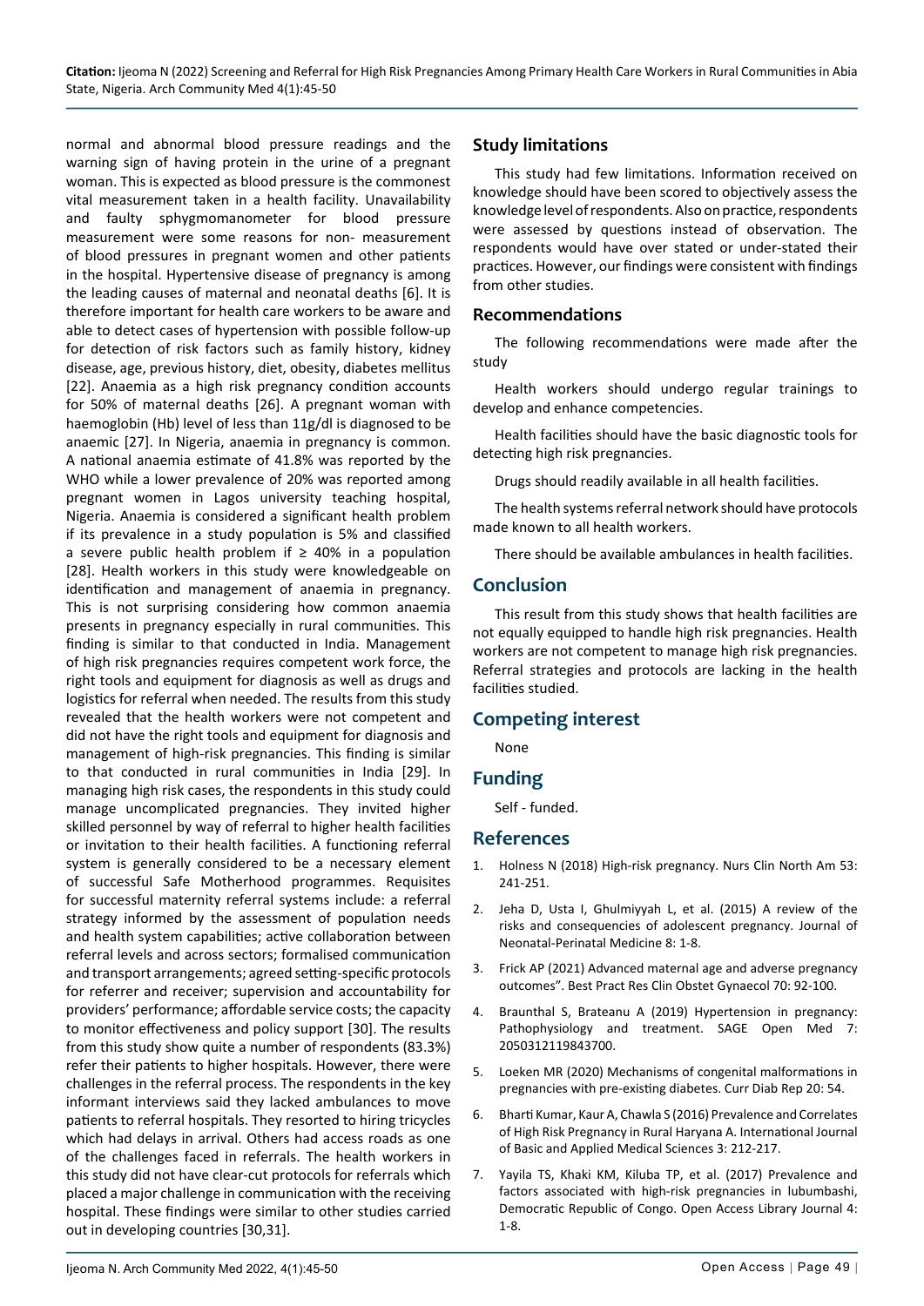normal and abnormal blood pressure readings and the warning sign of having protein in the urine of a pregnant woman. This is expected as blood pressure is the commonest vital measurement taken in a health facility. Unavailability and faulty sphygmomanometer for blood pressure measurement were some reasons for non- measurement of blood pressures in pregnant women and other patients in the hospital. Hypertensive disease of pregnancy is among the leading causes of maternal and neonatal deaths [6]. It is therefore important for health care workers to be aware and able to detect cases of hypertension with possible follow-up for detection of risk factors such as family history, kidney disease, age, previous history, diet, obesity, diabetes mellitus [22]. Anaemia as a high risk pregnancy condition accounts for 50% of maternal deaths [26]. A pregnant woman with haemoglobin (Hb) level of less than 11g/dl is diagnosed to be anaemic [27]. In Nigeria, anaemia in pregnancy is common. A national anaemia estimate of 41.8% was reported by the WHO while a lower prevalence of 20% was reported among pregnant women in Lagos university teaching hospital, Nigeria. Anaemia is considered a significant health problem if its prevalence in a study population is 5% and classified a severe public health problem if ≥ 40% in a population [28]. Health workers in this study were knowledgeable on identification and management of anaemia in pregnancy. This is not surprising considering how common anaemia presents in pregnancy especially in rural communities. This finding is similar to that conducted in India. Management of high risk pregnancies requires competent work force, the right tools and equipment for diagnosis as well as drugs and logistics for referral when needed. The results from this study revealed that the health workers were not competent and did not have the right tools and equipment for diagnosis and management of high-risk pregnancies. This finding is similar to that conducted in rural communities in India [29]. In managing high risk cases, the respondents in this study could manage uncomplicated pregnancies. They invited higher skilled personnel by way of referral to higher health facilities or invitation to their health facilities. A functioning referral system is generally considered to be a necessary element of successful Safe Motherhood programmes. Requisites for successful maternity referral systems include: a referral strategy informed by the assessment of population needs and health system capabilities; active collaboration between referral levels and across sectors; formalised communication and transport arrangements; agreed setting-specific protocols for referrer and receiver; supervision and accountability for providers' performance; affordable service costs; the capacity to monitor effectiveness and policy support [30]. The results from this study show quite a number of respondents (83.3%) refer their patients to higher hospitals. However, there were challenges in the referral process. The respondents in the key informant interviews said they lacked ambulances to move patients to referral hospitals. They resorted to hiring tricycles which had delays in arrival. Others had access roads as one of the challenges faced in referrals. The health workers in this study did not have clear-cut protocols for referrals which placed a major challenge in communication with the receiving hospital. These findings were similar to other studies carried out in developing countries [30,31].

## Study limitations

This study had few limitations. Information received on knowledge should have been scored to objectively assess the knowledge level of respondents. Also on practice, respondents were assessed by questions instead of observation. The respondents would have over stated or under-stated their practices. However, our findings were consistent with findings from other studies.

## Recommendations

The following recommendations were made after the study

Health workers should undergo regular trainings to develop and enhance competencies.

Health facilities should have the basic diagnostic tools for detecting high risk pregnancies.

Drugs should readily available in all health facilities.

The health systems referral network should have protocols made known to all health workers.

There should be available ambulances in health facilities.

## Conclusion

This result from this study shows that health facilities are not equally equipped to handle high risk pregnancies. Health workers are not competent to manage high risk pregnancies. Referral strategies and protocols are lacking in the health facilities studied.

## Competing interest

None

## Funding

Self - funded.

## References

1. Holness N (2018) High-risk pregnancy. Nurs Clin North Am 53: 241-251.
2. Jeha D, Usta I, Ghulmiyyah L, et al. (2015) A review of the risks and consequencies of adolescent pregnancy. Journal of Neonatal-Perinatal Medicine 8: 1-8.
3. Frick AP (2021) Advanced maternal age and adverse pregnancy outcomes". Best Pract Res Clin Obstet Gynaecol 70: 92-100.
4. Braunthal S, Brateanu A (2019) Hypertension in pregnancy: Pathophysiology and treatment. SAGE Open Med 7: 2050312119843700.
5. Loeken MR (2020) Mechanisms of congenital malformations in pregnancies with pre-existing diabetes. Curr Diab Rep 20: 54.
6. Bharti Kumar, Kaur A, Chawla S (2016) Prevalence and Correlates of High Risk Pregnancy in Rural Haryana A. International Journal of Basic and Applied Medical Sciences 3: 212-217.
7. Yayila TS, Khaki KM, Kiluba TP, et al. (2017) Prevalence and factors associated with high-risk pregnancies in lubumbashi, Democratic Republic of Congo. Open Access Library Journal 4: 1-8.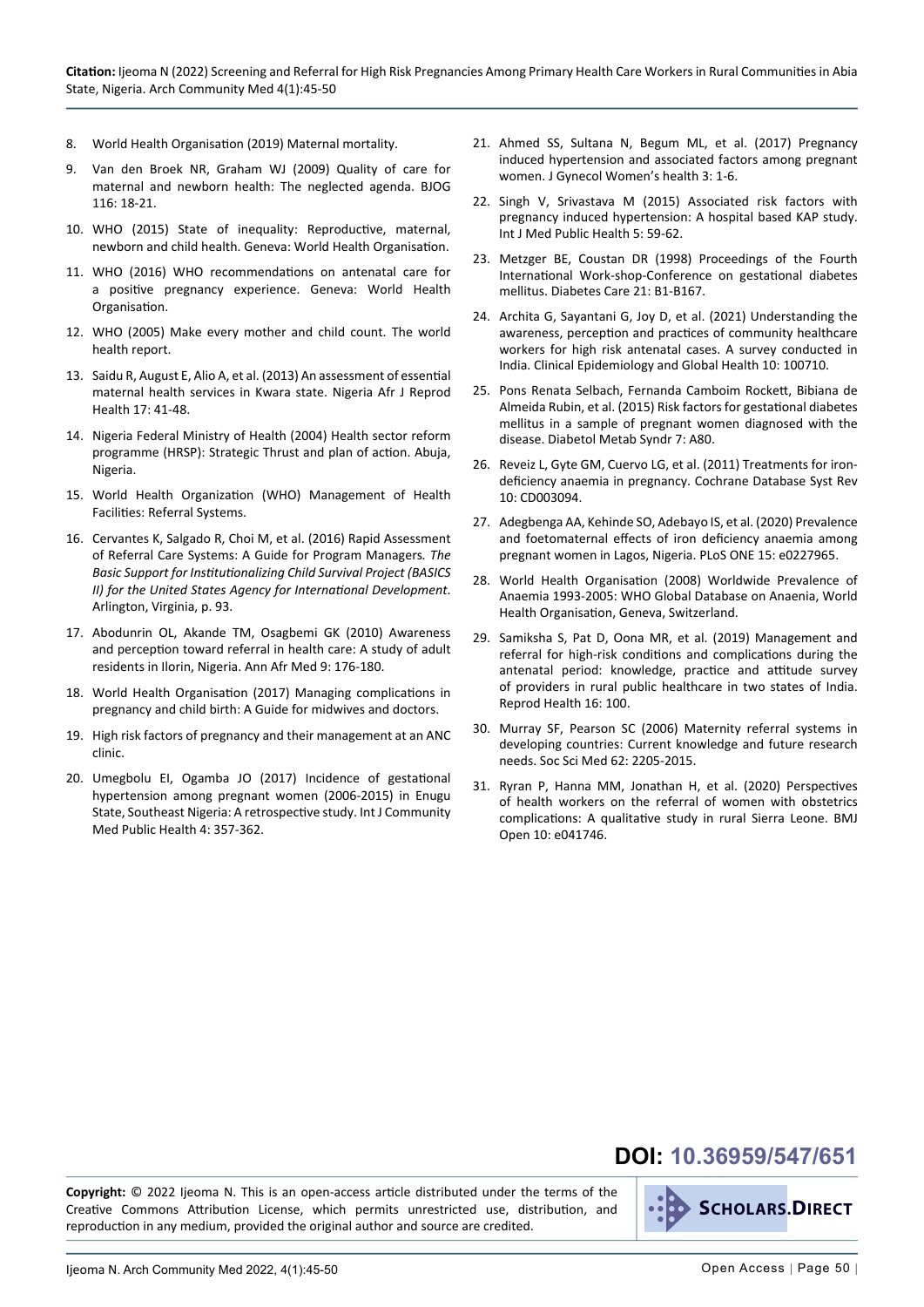8. World Health Organisation (2019) Maternal mortality.
9. Van den Broek NR, Graham WJ (2009) Quality of care for maternal and newborn health: The neglected agenda. BJOG 116: 18-21.
10. WHO (2015) State of inequality: Reproductive, maternal, newborn and child health. Geneva: World Health Organisation.
11. WHO (2016) WHO recommendations on antenatal care for a positive pregnancy experience. Geneva: World Health Organisation.
12. WHO (2005) Make every mother and child count. The world health report.
13. Saidu R, August E, Alio A, et al. (2013) An assessment of essential maternal health services in Kwara state. Nigeria Afr J Reprod Health 17: 41-48.
14. Nigeria Federal Ministry of Health (2004) Health sector reform programme (HRSP): Strategic Thrust and plan of action. Abuja, Nigeria.
15. World Health Organization (WHO) Management of Health Facilities: Referral Systems.
16. Cervantes K, Salgado R, Choi M, et al. (2016) Rapid Assessment of Referral Care Systems: A Guide for Program Managers. *The Basic Support for Institutionalizing Child Survival Project (BASICS II) for the United States Agency for International Development*. Arlington, Virginia, p. 93.
17. Abodunrin OL, Akande TM, Osagbemi GK (2010) Awareness and perception toward referral in health care: A study of adult residents in Ilorin, Nigeria. Ann Afr Med 9: 176-180.
18. World Health Organisation (2017) Managing complications in pregnancy and child birth: A Guide for midwives and doctors.
19. High risk factors of pregnancy and their management at an ANC clinic.
20. Umegbolu EI, Ogamba JO (2017) Incidence of gestational hypertension among pregnant women (2006-2015) in Enugu State, Southeast Nigeria: A retrospective study. Int J Community Med Public Health 4: 357-362.
21. Ahmed SS, Sultana N, Begum ML, et al. (2017) Pregnancy induced hypertension and associated factors among pregnant women. J Gynecol Women's health 3: 1-6.
22. Singh V, Srivastava M (2015) Associated risk factors with pregnancy induced hypertension: A hospital based KAP study. Int J Med Public Health 5: 59-62.
23. Metzger BE, Coustan DR (1998) Proceedings of the Fourth International Work-shop-Conference on gestational diabetes mellitus. Diabetes Care 21: B1-B167.
24. Archita G, Sayantani G, Joy D, et al. (2021) Understanding the awareness, perception and practices of community healthcare workers for high risk antenatal cases. A survey conducted in India. Clinical Epidemiology and Global Health 10: 100710.
25. Pons Renata Selbach, Fernanda Camboim Rockett, Bibiana de Almeida Rubin, et al. (2015) Risk factors for gestational diabetes mellitus in a sample of pregnant women diagnosed with the disease. Diabetol Metab Syndr 7: A80.
26. Reveiz L, Gyte GM, Cuervo LG, et al. (2011) Treatments for iron-deficiency anaemia in pregnancy. Cochrane Database Syst Rev 10: CD003094.
27. Adegbenga AA, Kehinde SO, Adebayo IS, et al. (2020) Prevalence and foetomaternal effects of iron deficiency anaemia among pregnant women in Lagos, Nigeria. PLoS ONE 15: e0227965.
28. World Health Organisation (2008) Worldwide Prevalence of Anaemia 1993-2005: WHO Global Database on Anaenia, World Health Organisation, Geneva, Switzerland.
29. Samiksha S, Pat D, Oona MR, et al. (2019) Management and referral for high-risk conditions and complications during the antenatal period: knowledge, practice and attitude survey of providers in rural public healthcare in two states of India. Reprod Health 16: 100.
30. Murray SF, Pearson SC (2006) Maternity referral systems in developing countries: Current knowledge and future research needs. Soc Sci Med 62: 2205-2015.
31. Ryran P, Hanna MM, Jonathan H, et al. (2020) Perspectives of health workers on the referral of women with obstetrics complications: A qualitative study in rural Sierra Leone. BMJ Open 10: e041746.

**DOI: 10.36959/547/651**

**Copyright:** © 2022 Ijeoma N. This is an open-access article distributed under the terms of the Creative Commons Attribution License, which permits unrestricted use, distribution, and reproduction in any medium, provided the original author and source are credited.